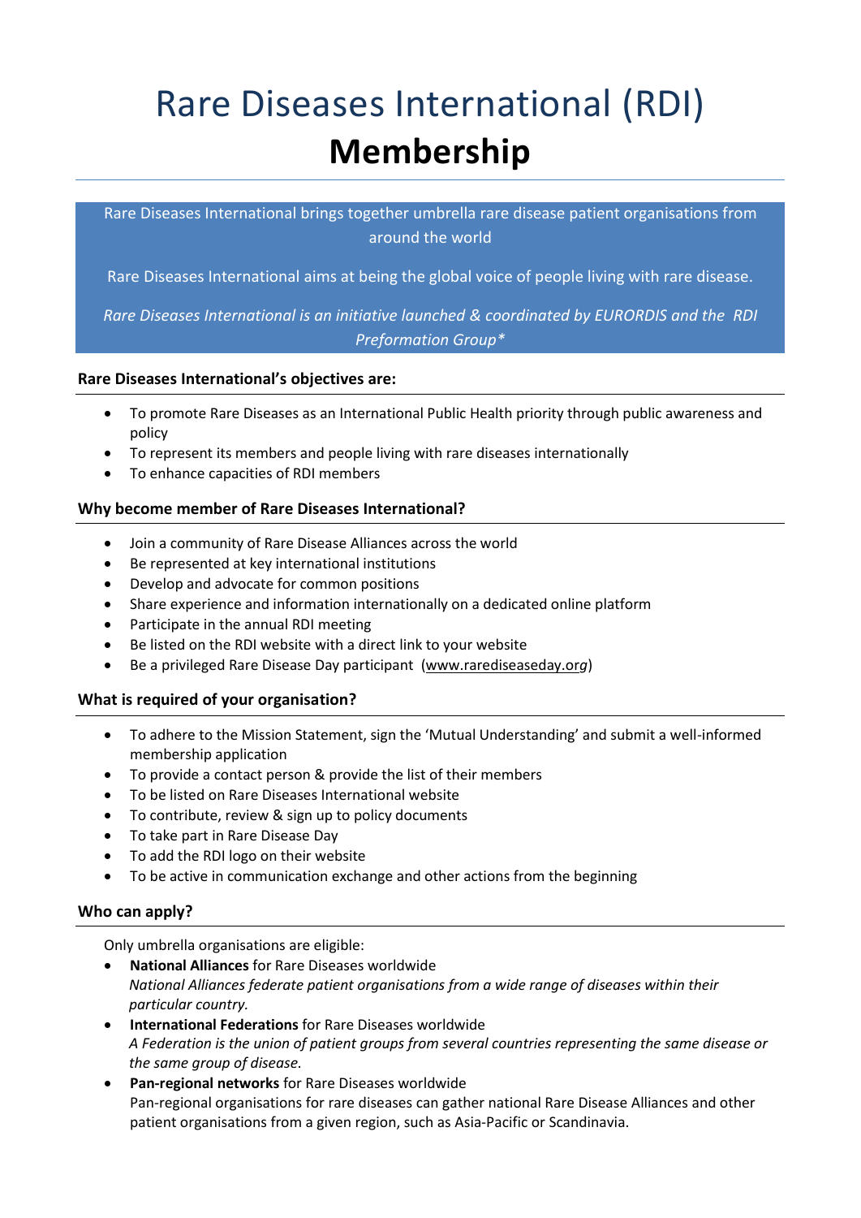# Rare Diseases International (RDI) **Membership**

Rare Diseases International brings together umbrella rare disease patient organisations from around the world

Rare Diseases International aims at being the global voice of people living with rare disease.

*Rare Diseases International is an initiative launched & coordinated by EURORDIS and the RDI Preformation Group**

### Rare Diseases International's objectives are:

- To promote Rare Diseases as an International Public Health priority through public awareness and policy
- To represent its members and people living with rare diseases internationally
- To enhance capacities of RDI members

### Why become member of Rare Diseases International?

- Join a community of Rare Disease Alliances across the world
- Be represented at key international institutions
- Develop and advocate for common positions
- Share experience and information internationally on a dedicated online platform
- Participate in the annual RDI meeting
- Be listed on the RDI website with a direct link to your website
- Be a privileged Rare Disease Day participant (www.rarediseaseday.org)

### What is required of your organisation?

- To adhere to the Mission Statement, sign the 'Mutual Understanding' and submit a well-informed membership application
- To provide a contact person & provide the list of their members
- To be listed on Rare Diseases International website
- To contribute, review & sign up to policy documents
- To take part in Rare Disease Day
- To add the RDI logo on their website
- To be active in communication exchange and other actions from the beginning

### Who can apply?

Only umbrella organisations are eligible:

- **National Alliances** for Rare Diseases worldwide
  *National Alliances federate patient organisations from a wide range of diseases within their particular country.*
- **International Federations** for Rare Diseases worldwide
  *A Federation is the union of patient groups from several countries representing the same disease or the same group of disease.*
- **Pan-regional networks** for Rare Diseases worldwide
  Pan-regional organisations for rare diseases can gather national Rare Disease Alliances and other patient organisations from a given region, such as Asia-Pacific or Scandinavia.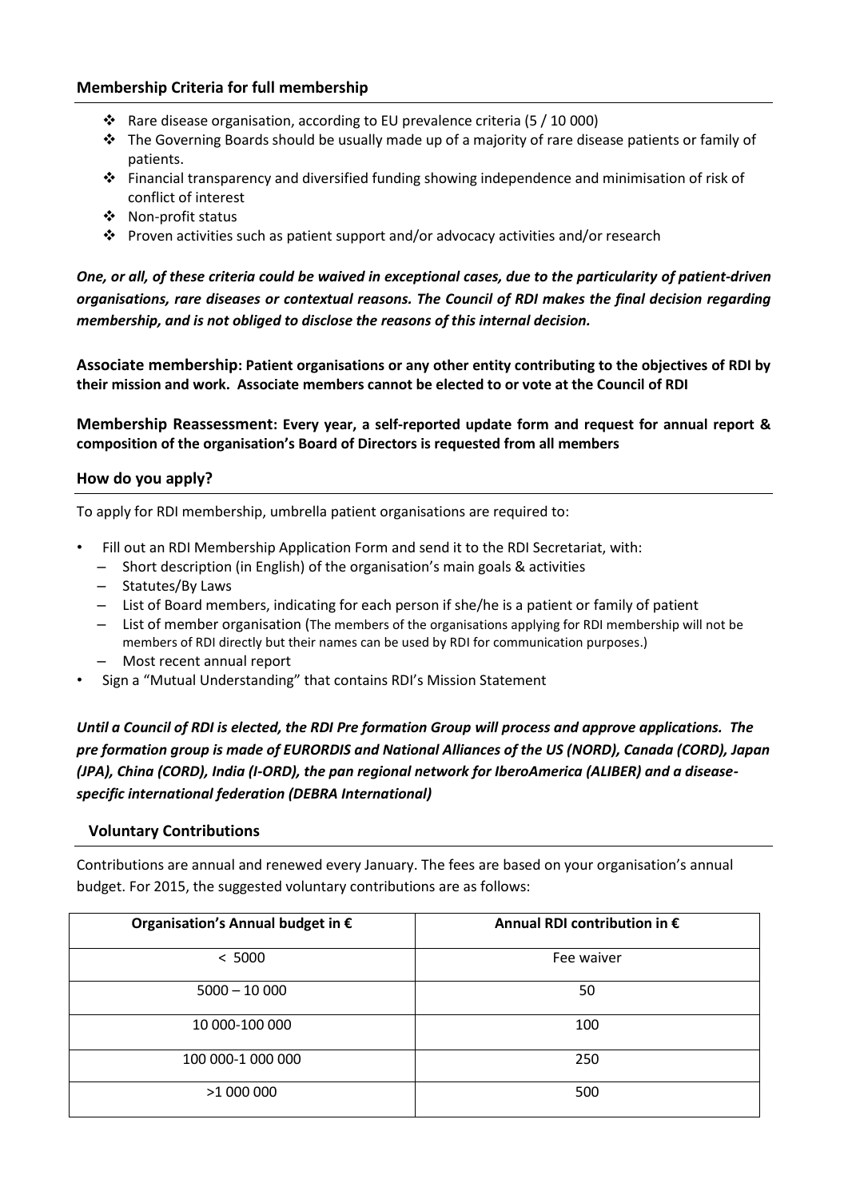## Membership Criteria for full membership

- Rare disease organisation, according to EU prevalence criteria (5 / 10 000)
- The Governing Boards should be usually made up of a majority of rare disease patients or family of patients.
- Financial transparency and diversified funding showing independence and minimisation of risk of conflict of interest
- Non-profit status
- Proven activities such as patient support and/or advocacy activities and/or research

***One, or all, of these criteria could be waived in exceptional cases, due to the particularity of patient-driven organisations, rare diseases or contextual reasons. The Council of RDI makes the final decision regarding membership, and is not obliged to disclose the reasons of this internal decision.***

**Associate membership: Patient organisations or any other entity contributing to the objectives of RDI by their mission and work. Associate members cannot be elected to or vote at the Council of RDI**

**Membership Reassessment: Every year, a self-reported update form and request for annual report & composition of the organisation's Board of Directors is requested from all members**

## How do you apply?

To apply for RDI membership, umbrella patient organisations are required to:

- Fill out an RDI Membership Application Form and send it to the RDI Secretariat, with:
  - Short description (in English) of the organisation's main goals & activities
  - Statutes/By Laws
  - List of Board members, indicating for each person if she/he is a patient or family of patient
  - List of member organisation (The members of the organisations applying for RDI membership will not be members of RDI directly but their names can be used by RDI for communication purposes.)
  - Most recent annual report
- Sign a "Mutual Understanding" that contains RDI's Mission Statement

***Until a Council of RDI is elected, the RDI Pre formation Group will process and approve applications. The pre formation group is made of EURORDIS and National Alliances of the US (NORD), Canada (CORD), Japan (JPA), China (CORD), India (I-ORD), the pan regional network for IberoAmerica (ALIBER) and a disease-specific international federation (DEBRA International)***

## Voluntary Contributions

Contributions are annual and renewed every January. The fees are based on your organisation's annual budget. For 2015, the suggested voluntary contributions are as follows:

| Organisation's Annual budget in € | Annual RDI contribution in € |
|---|---|
| < 5000 | Fee waiver |
| 5000 – 10 000 | 50 |
| 10 000-100 000 | 100 |
| 100 000-1 000 000 | 250 |
| >1 000 000 | 500 |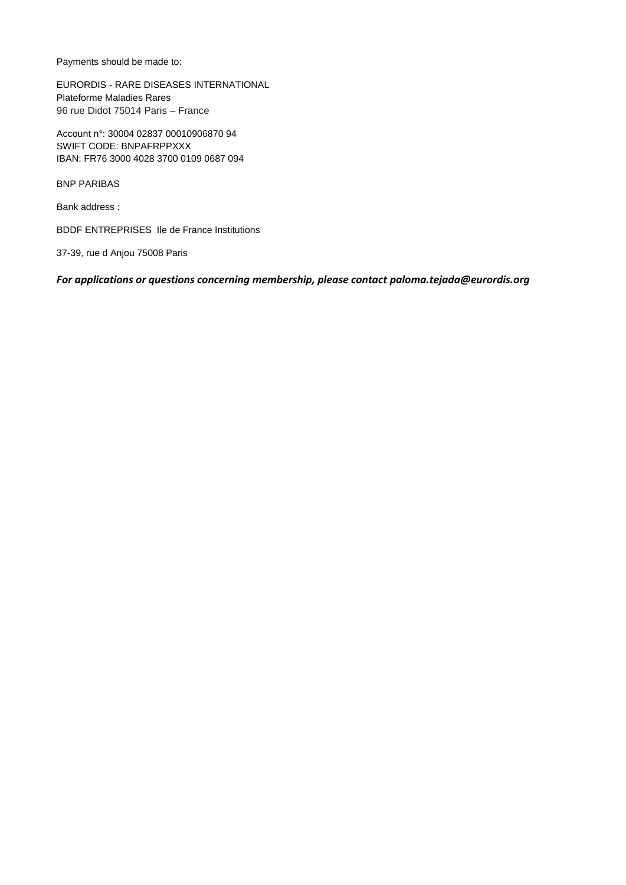Payments should be made to:

EURORDIS - RARE DISEASES INTERNATIONAL
Plateforme Maladies Rares
96 rue Didot 75014 Paris – France

Account n°: 30004 02837 00010906870 94
SWIFT CODE: BNPAFRPPXXX
IBAN: FR76 3000 4028 3700 0109 0687 094

BNP PARIBAS

Bank address :

BDDF ENTREPRISES Ile de France Institutions

37-39, rue d Anjou 75008 Paris

***For applications or questions concerning membership, please contact paloma.tejada@eurordis.org***